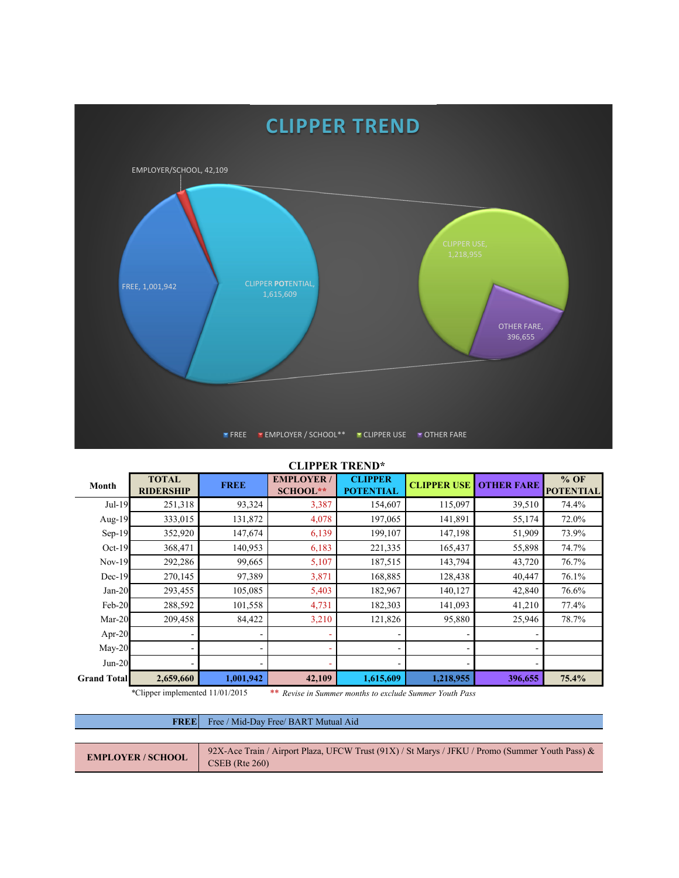# CLIPPER TREND

EMPLOYER/SCHOOL, 42,109

FREE, 1,001,942

CLIPPER POTENTIAL, 1,615,609

CLIPPER USE, 1,218,955

OTHER FARE, 396,655

FREE · EMPLOYER / SCHOOL** · CLIPPER USE · OTHER FARE

## CLIPPER TREND*

| Month | TOTAL RIDERSHIP | FREE | EMPLOYER / SCHOOL** | CLIPPER POTENTIAL | CLIPPER USE | OTHER FARE | % OF POTENTIAL |
|---|---|---|---|---|---|---|---|
| Jul-19 | 251,318 | 93,324 | 3,387 | 154,607 | 115,097 | 39,510 | 74.4% |
| Aug-19 | 333,015 | 131,872 | 4,078 | 197,065 | 141,891 | 55,174 | 72.0% |
| Sep-19 | 352,920 | 147,674 | 6,139 | 199,107 | 147,198 | 51,909 | 73.9% |
| Oct-19 | 368,471 | 140,953 | 6,183 | 221,335 | 165,437 | 55,898 | 74.7% |
| Nov-19 | 292,286 | 99,665 | 5,107 | 187,515 | 143,794 | 43,720 | 76.7% |
| Dec-19 | 270,145 | 97,389 | 3,871 | 168,885 | 128,438 | 40,447 | 76.1% |
| Jan-20 | 293,455 | 105,085 | 5,403 | 182,967 | 140,127 | 42,840 | 76.6% |
| Feb-20 | 288,592 | 101,558 | 4,731 | 182,303 | 141,093 | 41,210 | 77.4% |
| Mar-20 | 209,458 | 84,422 | 3,210 | 121,826 | 95,880 | 25,946 | 78.7% |
| Apr-20 | - | - | - | - | - | - | |
| May-20 | - | - | - | - | - | - | |
| Jun-20 | - | - | - | - | - | - | |
| **Grand Total** | **2,659,660** | **1,001,942** | **42,109** | **1,615,609** | **1,218,955** | **396,655** | **75.4%** |

*Clipper implemented 11/01/2015

** *Revise in Summer months to exclude Summer Youth Pass*

| | |
|---|---|
| **FREE** | Free / Mid-Day Free/ BART Mutual Aid |
| **EMPLOYER / SCHOOL** | 92X-Ace Train / Airport Plaza, UFCW Trust (91X) / St Marys / JFKU / Promo (Summer Youth Pass) & CSEB (Rte 260) |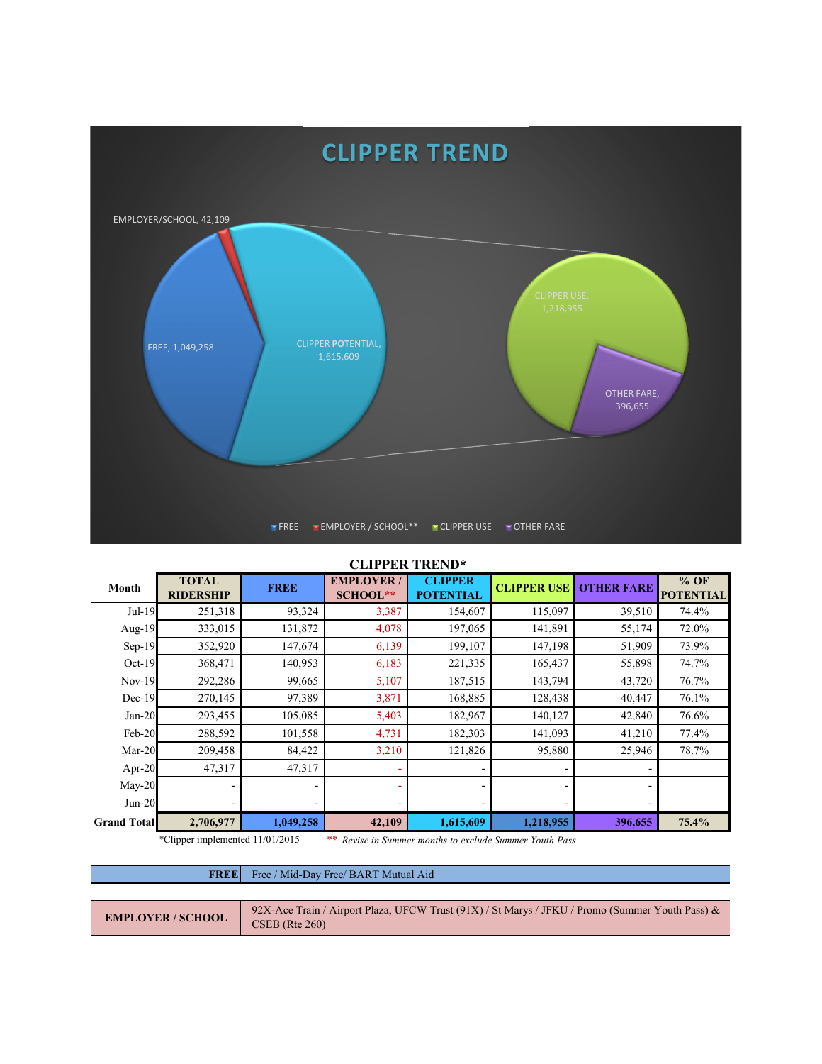CLIPPER TREND

EMPLOYER/SCHOOL, 42,109

FREE, 1,049,258

CLIPPER POTENTIAL, 1,615,609

CLIPPER USE, 1,218,955

OTHER FARE, 396,655

FREE EMPLOYER / SCHOOL** CLIPPER USE OTHER FARE

## CLIPPER TREND*

| Month | TOTAL RIDERSHIP | FREE | EMPLOYER / SCHOOL** | CLIPPER POTENTIAL | CLIPPER USE | OTHER FARE | % OF POTENTIAL |
|---|---|---|---|---|---|---|---|
| Jul-19 | 251,318 | 93,324 | 3,387 | 154,607 | 115,097 | 39,510 | 74.4% |
| Aug-19 | 333,015 | 131,872 | 4,078 | 197,065 | 141,891 | 55,174 | 72.0% |
| Sep-19 | 352,920 | 147,674 | 6,139 | 199,107 | 147,198 | 51,909 | 73.9% |
| Oct-19 | 368,471 | 140,953 | 6,183 | 221,335 | 165,437 | 55,898 | 74.7% |
| Nov-19 | 292,286 | 99,665 | 5,107 | 187,515 | 143,794 | 43,720 | 76.7% |
| Dec-19 | 270,145 | 97,389 | 3,871 | 168,885 | 128,438 | 40,447 | 76.1% |
| Jan-20 | 293,455 | 105,085 | 5,403 | 182,967 | 140,127 | 42,840 | 76.6% |
| Feb-20 | 288,592 | 101,558 | 4,731 | 182,303 | 141,093 | 41,210 | 77.4% |
| Mar-20 | 209,458 | 84,422 | 3,210 | 121,826 | 95,880 | 25,946 | 78.7% |
| Apr-20 | 47,317 | 47,317 | - | - | - | - | |
| May-20 | - | - | - | - | - | - | |
| Jun-20 | - | - | - | - | - | - | |
| **Grand Total** | **2,706,977** | **1,049,258** | **42,109** | **1,615,609** | **1,218,955** | **396,655** | **75.4%** |

*Clipper implemented 11/01/2015 ** *Revise in Summer months to exclude Summer Youth Pass*

| | |
|---|---|
| **FREE** | Free / Mid-Day Free/ BART Mutual Aid |
| **EMPLOYER / SCHOOL** | 92X-Ace Train / Airport Plaza, UFCW Trust (91X) / St Marys / JFKU / Promo (Summer Youth Pass) & CSEB (Rte 260) |